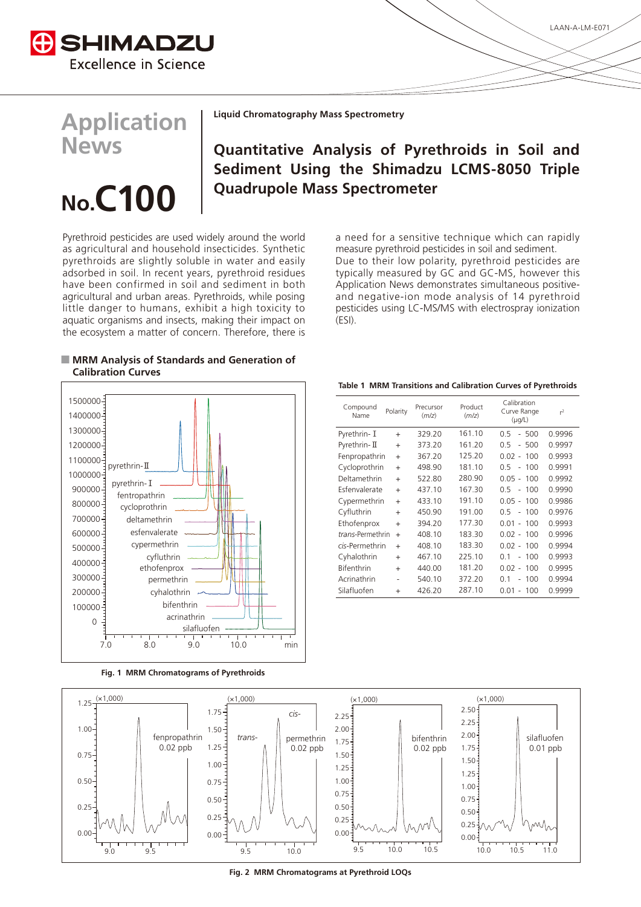# Application News

# No.C100

**Liquid Chromatography Mass Spectrometry**

## Quantitative Analysis of Pyrethroids in Soil and Sediment Using the Shimadzu LCMS-8050 Triple Quadrupole Mass Spectrometer

Pyrethroid pesticides are used widely around the world as agricultural and household insecticides. Synthetic pyrethroids are slightly soluble in water and easily adsorbed in soil. In recent years, pyrethroid residues have been confirmed in soil and sediment in both agricultural and urban areas. Pyrethroids, while posing little danger to humans, exhibit a high toxicity to aquatic organisms and insects, making their impact on the ecosystem a matter of concern. Therefore, there is a need for a sensitive technique which can rapidly measure pyrethroid pesticides in soil and sediment.

Due to their low polarity, pyrethroid pesticides are typically measured by GC and GC-MS, however this Application News demonstrates simultaneous positive- and negative-ion mode analysis of 14 pyrethroid pesticides using LC-MS/MS with electrospray ionization (ESI).

## ■ MRM Analysis of Standards and Generation of Calibration Curves

Fig. 1 MRM Chromatograms of Pyrethroids

**Table 1 MRM Transitions and Calibration Curves of Pyrethroids**

| Compound Name | Polarity | Precursor (*m/z*) | Product (*m/z*) | Calibration Curve Range (μg/L) | $r^2$ |
|---|---|---|---|---|---|
| Pyrethrin-Ⅰ | + | 329.20 | 161.10 | 0.5 - 500 | 0.9996 |
| Pyrethrin-Ⅱ | + | 373.20 | 161.20 | 0.5 - 500 | 0.9997 |
| Fenpropathrin | + | 367.20 | 125.20 | 0.02 - 100 | 0.9993 |
| Cycloprothrin | + | 498.90 | 181.10 | 0.5 - 100 | 0.9991 |
| Deltamethrin | + | 522.80 | 280.90 | 0.05 - 100 | 0.9992 |
| Esfenvalerate | + | 437.10 | 167.30 | 0.5 - 100 | 0.9990 |
| Cypermethrin | + | 433.10 | 191.10 | 0.05 - 100 | 0.9986 |
| Cyfluthrin | + | 450.90 | 191.00 | 0.5 - 100 | 0.9976 |
| Ethofenprox | + | 394.20 | 177.30 | 0.01 - 100 | 0.9993 |
| *trans*-Permethrin | + | 408.10 | 183.30 | 0.02 - 100 | 0.9996 |
| *cis*-Permethrin | + | 408.10 | 183.30 | 0.02 - 100 | 0.9994 |
| Cyhalothrin | + | 467.10 | 225.10 | 0.1 - 100 | 0.9993 |
| Bifenthrin | + | 440.00 | 181.20 | 0.02 - 100 | 0.9995 |
| Acrinathrin | - | 540.10 | 372.20 | 0.1 - 100 | 0.9994 |
| Silafluofen | + | 426.20 | 287.10 | 0.01 - 100 | 0.9999 |

Fig. 2 MRM Chromatograms at Pyrethroid LOQs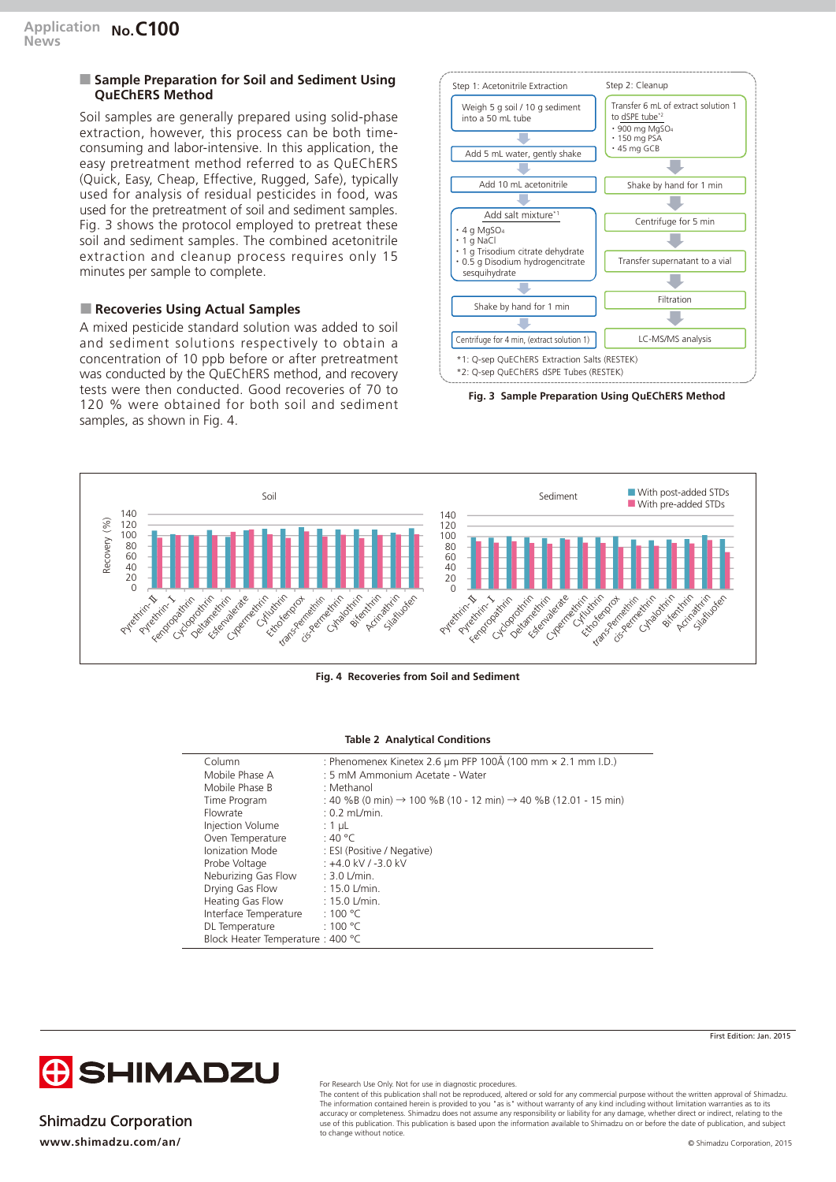## Sample Preparation for Soil and Sediment Using QuEChERS Method

Soil samples are generally prepared using solid-phase extraction, however, this process can be both time-consuming and labor-intensive. In this application, the easy pretreatment method referred to as QuEChERS (Quick, Easy, Cheap, Effective, Rugged, Safe), typically used for analysis of residual pesticides in food, was used for the pretreatment of soil and sediment samples. Fig. 3 shows the protocol employed to pretreat these soil and sediment samples. The combined acetonitrile extraction and cleanup process requires only 15 minutes per sample to complete.

## Recoveries Using Actual Samples

A mixed pesticide standard solution was added to soil and sediment solutions respectively to obtain a concentration of 10 ppb before or after pretreatment was conducted by the QuEChERS method, and recovery tests were then conducted. Good recoveries of 70 to 120 % were obtained for both soil and sediment samples, as shown in Fig. 4.

Step 1: Acetonitrile Extraction

Weigh 5 g soil / 10 g sediment into a 50 mL tube

Add 5 mL water, gently shake

Add 10 mL acetonitrile

Add salt mixture*1
- 4 g $MgSO_4$
- 1 g NaCl
- 1 g Trisodium citrate dehydrate
- 0.5 g Disodium hydrogencitrate sesquihydrate

Shake by hand for 1 min

Centrifuge for 4 min, (extract solution 1)

Step 2: Cleanup

Transfer 6 mL of extract solution 1 to dSPE tube*2
- 900 mg $MgSO_4$
- 150 mg PSA
- 45 mg GCB

Shake by hand for 1 min

Centrifuge for 5 min

Transfer supernatant to a vial

Filtration

LC-MS/MS analysis

*1: Q-sep QuEChERS Extraction Salts (RESTEK)
*2: Q-sep QuEChERS dSPE Tubes (RESTEK)

**Fig. 3 Sample Preparation Using QuEChERS Method**

Soil

Sediment

With post-added STDs
With pre-added STDs

Recovery (%)

0
20
40
60
80
100
120
140

Pyrethrin-II, Pyrethrin-I, Fenpropathrin, Cycloprothrin, Deltamethrin, Esfenvalerate, Cypermethrin, Cyfluthrin, Ethofenprox, *trans*-Permethrin, *cis*-Permethrin, Cyhalothrin, Bifenthrin, Acrinathrin, Silafluofen

**Fig. 4 Recoveries from Soil and Sediment**

**Table 2 Analytical Conditions**

| | |
|---|---|
| Column | : Phenomenex Kinetex 2.6 µm PFP 100Å (100 mm × 2.1 mm I.D.) |
| Mobile Phase A | : 5 mM Ammonium Acetate - Water |
| Mobile Phase B | : Methanol |
| Time Program | : 40 %B (0 min) → 100 %B (10 - 12 min) → 40 %B (12.01 - 15 min) |
| Flowrate | : 0.2 mL/min. |
| Injection Volume | : 1 µL |
| Oven Temperature | : 40 °C |
| Ionization Mode | : ESI (Positive / Negative) |
| Probe Voltage | : +4.0 kV / -3.0 kV |
| Neburizing Gas Flow | : 3.0 L/min. |
| Drying Gas Flow | : 15.0 L/min. |
| Heating Gas Flow | : 15.0 L/min. |
| Interface Temperature | : 100 °C |
| DL Temperature | : 100 °C |
| Block Heater Temperature | : 400 °C |

First Edition: Jan. 2015

Shimadzu Corporation
www.shimadzu.com/an/

For Research Use Only. Not for use in diagnostic procedures.
The content of this publication shall not be reproduced, altered or sold for any commercial purpose without the written approval of Shimadzu.
The information contained herein is provided to you "as is" without warranty of any kind including without limitation warranties as to its accuracy or completeness. Shimadzu does not assume any responsibility or liability for any damage, whether direct or indirect, relating to the use of this publication. This publication is based upon the information available to Shimadzu on or before the date of publication, and subject to change without notice.

© Shimadzu Corporation, 2015